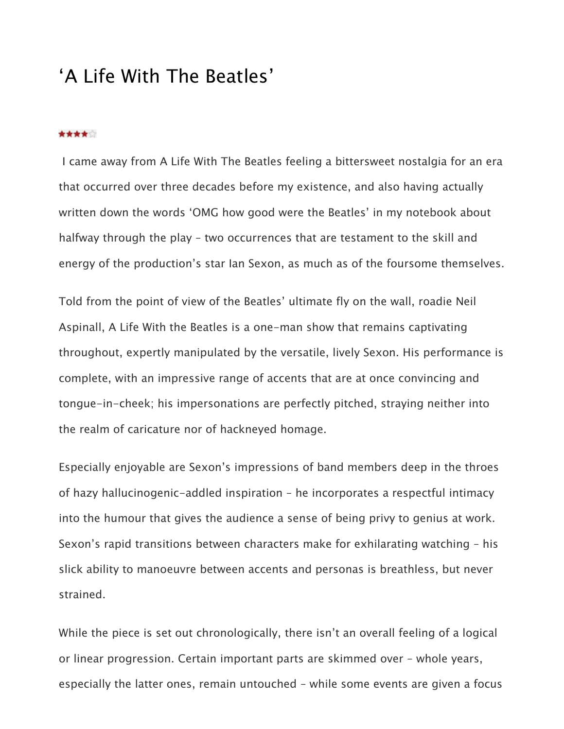# ‘A Life With The Beatles’

★★★★☆

I came away from A Life With The Beatles feeling a bittersweet nostalgia for an era that occurred over three decades before my existence, and also having actually written down the words ‘OMG how good were the Beatles’ in my notebook about halfway through the play – two occurrences that are testament to the skill and energy of the production’s star Ian Sexon, as much as of the foursome themselves.

Told from the point of view of the Beatles’ ultimate fly on the wall, roadie Neil Aspinall, A Life With the Beatles is a one-man show that remains captivating throughout, expertly manipulated by the versatile, lively Sexon. His performance is complete, with an impressive range of accents that are at once convincing and tongue-in-cheek; his impersonations are perfectly pitched, straying neither into the realm of caricature nor of hackneyed homage.

Especially enjoyable are Sexon’s impressions of band members deep in the throes of hazy hallucinogenic-addled inspiration – he incorporates a respectful intimacy into the humour that gives the audience a sense of being privy to genius at work. Sexon’s rapid transitions between characters make for exhilarating watching – his slick ability to manoeuvre between accents and personas is breathless, but never strained.

While the piece is set out chronologically, there isn’t an overall feeling of a logical or linear progression. Certain important parts are skimmed over – whole years, especially the latter ones, remain untouched – while some events are given a focus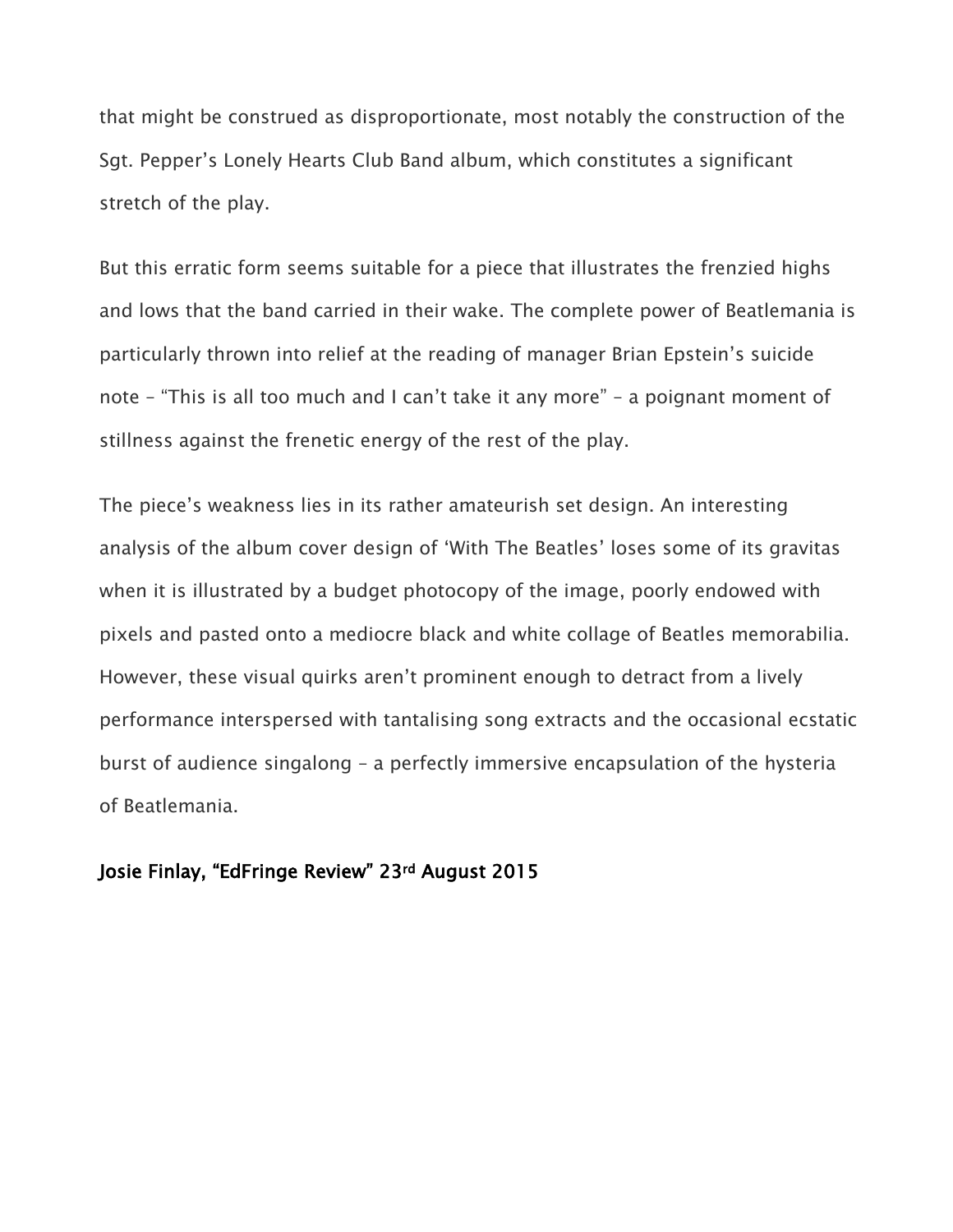that might be construed as disproportionate, most notably the construction of the Sgt. Pepper's Lonely Hearts Club Band album, which constitutes a significant stretch of the play.

But this erratic form seems suitable for a piece that illustrates the frenzied highs and lows that the band carried in their wake. The complete power of Beatlemania is particularly thrown into relief at the reading of manager Brian Epstein's suicide note – "This is all too much and I can't take it any more" – a poignant moment of stillness against the frenetic energy of the rest of the play.

The piece's weakness lies in its rather amateurish set design. An interesting analysis of the album cover design of 'With The Beatles' loses some of its gravitas when it is illustrated by a budget photocopy of the image, poorly endowed with pixels and pasted onto a mediocre black and white collage of Beatles memorabilia. However, these visual quirks aren't prominent enough to detract from a lively performance interspersed with tantalising song extracts and the occasional ecstatic burst of audience singalong – a perfectly immersive encapsulation of the hysteria of Beatlemania.

**Josie Finlay, "EdFringe Review" 23rd August 2015**